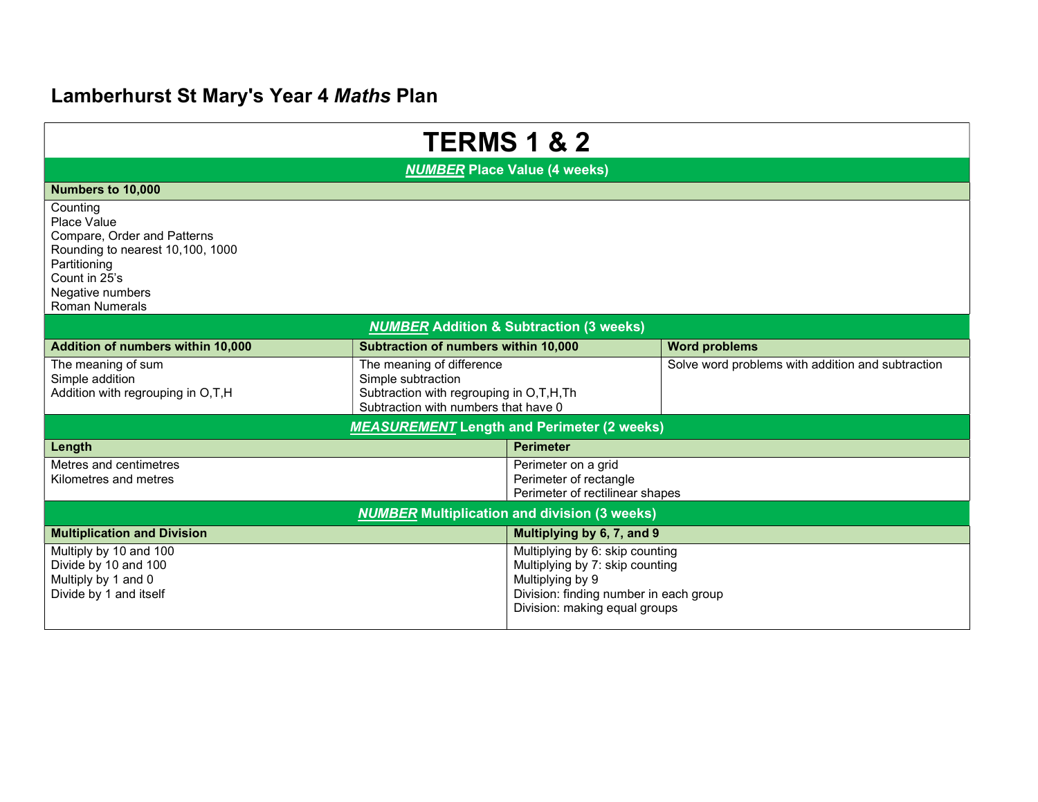# Lamberhurst St Mary's Year 4 *Maths* Plan

## TERMS 1 & 2

### ***NUMBER*** Place Value (4 weeks)

| Numbers to 10,000 |
| --- |
| Counting<br>Place Value<br>Compare, Order and Patterns<br>Rounding to nearest 10,100, 1000<br>Partitioning<br>Count in 25's<br>Negative numbers<br>Roman Numerals |

### ***NUMBER*** Addition & Subtraction (3 weeks)

| Addition of numbers within 10,000 | Subtraction of numbers within 10,000 | Word problems |
| --- | --- | --- |
| The meaning of sum<br>Simple addition<br>Addition with regrouping in O,T,H | The meaning of difference<br>Simple subtraction<br>Subtraction with regrouping in O,T,H,Th<br>Subtraction with numbers that have 0 | Solve word problems with addition and subtraction |

### ***MEASUREMENT*** Length and Perimeter (2 weeks)

| Length | Perimeter |
| --- | --- |
| Metres and centimetres<br>Kilometres and metres | Perimeter on a grid<br>Perimeter of rectangle<br>Perimeter of rectilinear shapes |

### ***NUMBER*** Multiplication and division (3 weeks)

| Multiplication and Division | Multiplying by 6, 7, and 9 |
| --- | --- |
| Multiply by 10 and 100<br>Divide by 10 and 100<br>Multiply by 1 and 0<br>Divide by 1 and itself | Multiplying by 6: skip counting<br>Multiplying by 7: skip counting<br>Multiplying by 9<br>Division: finding number in each group<br>Division: making equal groups |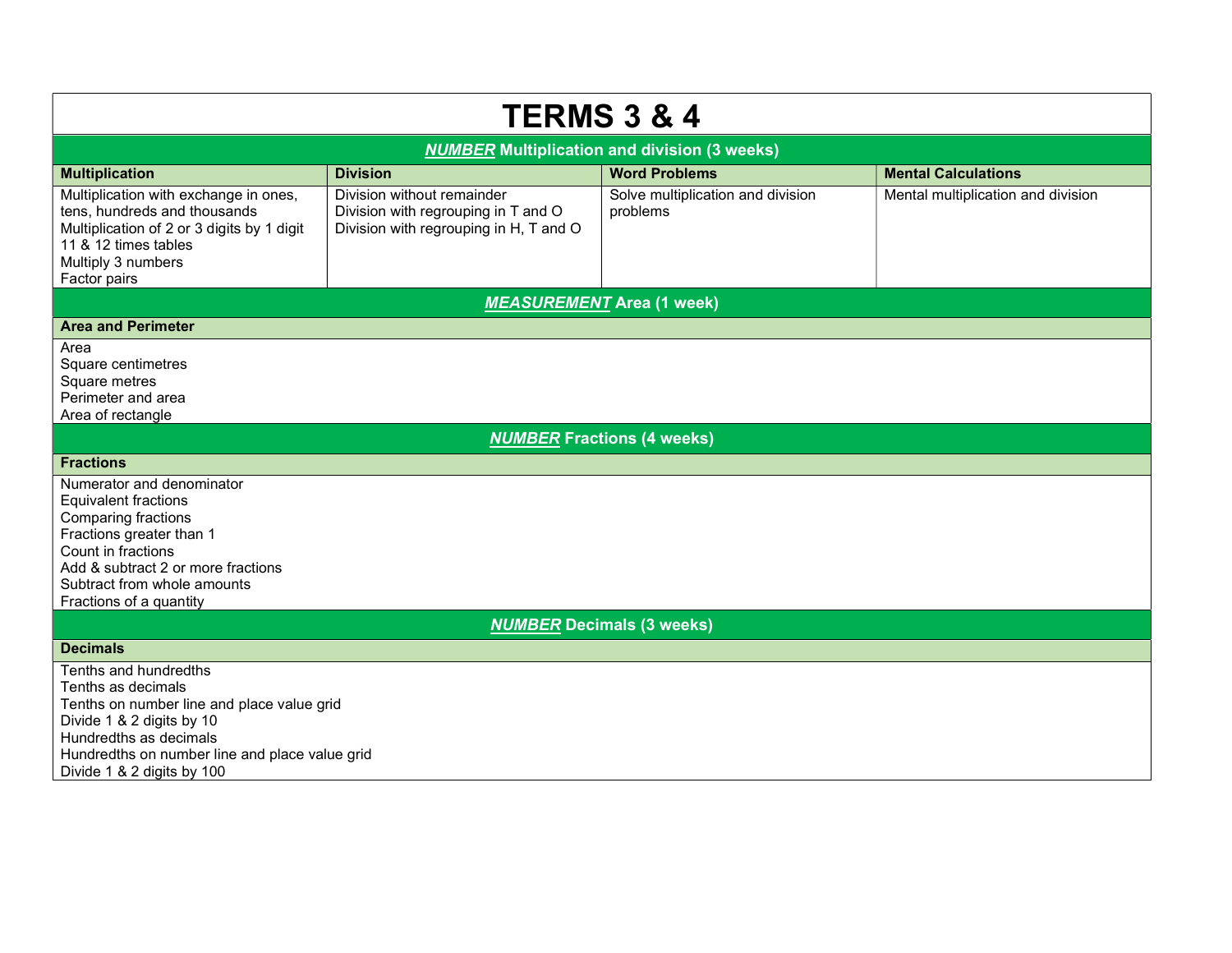# TERMS 3 & 4

## *NUMBER* Multiplication and division (3 weeks)

| Multiplication | Division | Word Problems | Mental Calculations |
|---|---|---|---|
| Multiplication with exchange in ones, tens, hundreds and thousands<br>Multiplication of 2 or 3 digits by 1 digit<br>11 & 12 times tables<br>Multiply 3 numbers<br>Factor pairs | Division without remainder<br>Division with regrouping in T and O<br>Division with regrouping in H, T and O | Solve multiplication and division problems | Mental multiplication and division |

## *MEASUREMENT* Area (1 week)

**Area and Perimeter**

Area
Square centimetres
Square metres
Perimeter and area
Area of rectangle

## *NUMBER* Fractions (4 weeks)

**Fractions**

Numerator and denominator
Equivalent fractions
Comparing fractions
Fractions greater than 1
Count in fractions
Add & subtract 2 or more fractions
Subtract from whole amounts
Fractions of a quantity

## *NUMBER* Decimals (3 weeks)

**Decimals**

Tenths and hundredths
Tenths as decimals
Tenths on number line and place value grid
Divide 1 & 2 digits by 10
Hundredths as decimals
Hundredths on number line and place value grid
Divide 1 & 2 digits by 100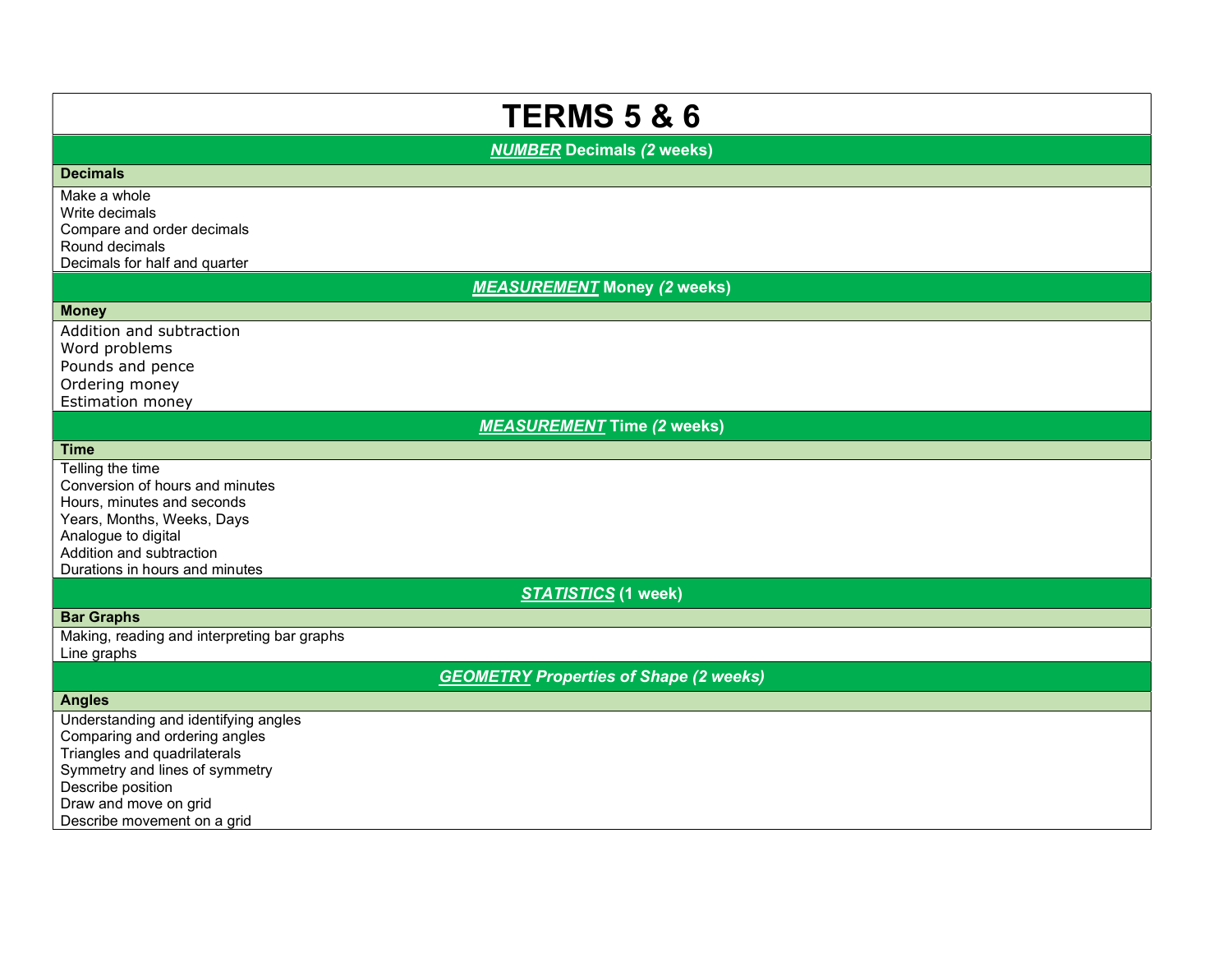# TERMS 5 & 6

## ***NUMBER*** Decimals *(2* weeks)

**Decimals**

Make a whole
Write decimals
Compare and order decimals
Round decimals
Decimals for half and quarter

## ***MEASUREMENT*** Money *(2* weeks)

**Money**

Addition and subtraction
Word problems
Pounds and pence
Ordering money
Estimation money

## ***MEASUREMENT*** Time *(2* weeks)

**Time**

Telling the time
Conversion of hours and minutes
Hours, minutes and seconds
Years, Months, Weeks, Days
Analogue to digital
Addition and subtraction
Durations in hours and minutes

## ***STATISTICS*** (1 week)

**Bar Graphs**

Making, reading and interpreting bar graphs
Line graphs

## ***GEOMETRY*** *Properties of Shape (2 weeks)*

**Angles**

Understanding and identifying angles
Comparing and ordering angles
Triangles and quadrilaterals
Symmetry and lines of symmetry
Describe position
Draw and move on grid
Describe movement on a grid